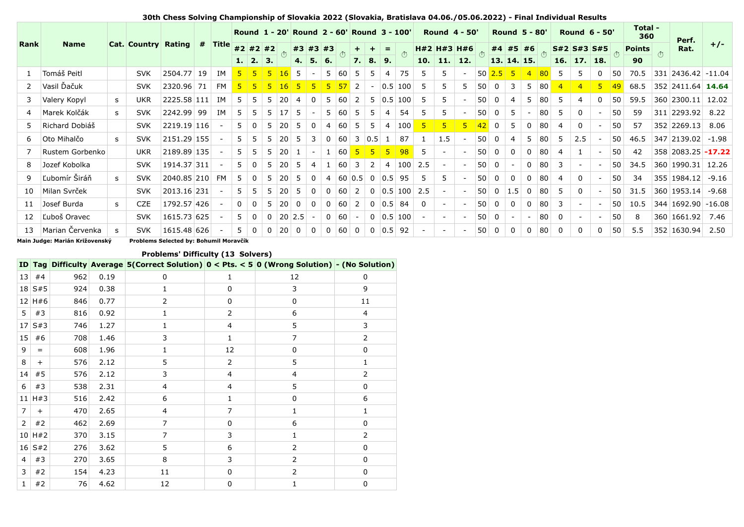# 30th Chess Solving Championship of Slovakia 2022 (Slovakia, Bratislava 04.06./05.06.2022) - Final Individual Results

| Rank | Name | Cat. | Country | Rating | # | Title | Round 1 - 20' | | | | Round 2 - 60' | | | | Round 3 - 100' | | | | Round 4 - 50' | | | | Round 5 - 80' | | | | Round 6 - 50' | | | | Total - 360 | | Perf. Rat. | +/- |
|---|---|---|---|---|---|---|---|---|---|---|---|---|---|---|---|---|---|---|---|---|---|---|---|---|---|---|---|---|---|---|---|---|---|---|
| | | | | | | | #2 | #2 | #2 | ⏱ | #3 | #3 | #3 | ⏱ | + | + | = | ⏱ | H#2 | H#3 | H#6 | ⏱ | #4 | #5 | #6 | ⏱ | S#2 | S#3 | S#5 | ⏱ | Points | ⏱ | | |
| | | | | | | | 1. | 2. | 3. | | 4. | 5. | 6. | | 7. | 8. | 9. | | 10. | 11. | 12. | | 13. | 14. | 15. | | 16. | 17. | 18. | | 90 | | | |
| 1 | Tomáš Peitl | | SVK | 2504.77 | 19 | IM | 5 | 5 | 5 | 16 | 5 | - | 5 | 60 | 5 | 5 | 4 | 75 | 5 | 5 | - | 50 | 2.5 | 5 | 4 | 80 | 5 | 5 | 0 | 50 | 70.5 | 331 | 2436.42 | -11.04 |
| 2 | Vasil Ďačuk | | SVK | 2320.96 | 71 | FM | 5 | 5 | 5 | 16 | 5 | 5 | 5 | 57 | 2 | - | 0.5 | 100 | 5 | 5 | 5 | 50 | 0 | 3 | 5 | 80 | 4 | 4 | 5 | 49 | 68.5 | 352 | 2411.64 | 14.64 |
| 3 | Valery Kopyl | s | UKR | 2225.58 | 111 | IM | 5 | 5 | 5 | 20 | 4 | 0 | 5 | 60 | 2 | 5 | 0.5 | 100 | 5 | 5 | - | 50 | 0 | 4 | 5 | 80 | 5 | 4 | 0 | 50 | 59.5 | 360 | 2300.11 | 12.02 |
| 4 | Marek Kolčák | s | SVK | 2242.99 | 99 | IM | 5 | 5 | 5 | 17 | 5 | - | 5 | 60 | 5 | 5 | 4 | 54 | 5 | 5 | - | 50 | 0 | 5 | - | 80 | 5 | 0 | - | 50 | 59 | 311 | 2293.92 | 8.22 |
| 5 | Richard Dobiáš | | SVK | 2219.19 | 116 | - | 5 | 0 | 5 | 20 | 5 | 0 | 4 | 60 | 5 | 5 | 4 | 100 | 5 | 5 | 5 | 42 | 0 | 5 | 0 | 80 | 4 | 0 | - | 50 | 57 | 352 | 2269.13 | 8.06 |
| 6 | Oto Mihalčo | s | SVK | 2151.29 | 155 | - | 5 | 5 | 5 | 20 | 5 | 3 | 0 | 60 | 3 | 0.5 | 1 | 87 | 1 | 1.5 | - | 50 | 0 | 4 | 5 | 80 | 5 | 2.5 | - | 50 | 46.5 | 347 | 2139.02 | -1.98 |
| 7 | Rustem Gorbenko | | UKR | 2189.89 | 135 | - | 5 | 5 | 5 | 20 | 1 | - | 1 | 60 | 5 | 5 | 5 | 98 | 5 | - | - | 50 | 0 | 0 | 0 | 80 | 4 | 1 | - | 50 | 42 | 358 | 2083.25 | -17.22 |
| 8 | Jozef Kobolka | | SVK | 1914.37 | 311 | - | 5 | 0 | 5 | 20 | 5 | 4 | 1 | 60 | 3 | 2 | 4 | 100 | 2.5 | - | - | 50 | 0 | - | 0 | 80 | 3 | - | - | 50 | 34.5 | 360 | 1990.31 | 12.26 |
| 9 | Ľubomír Širáň | s | SVK | 2040.85 | 210 | FM | 5 | 0 | 5 | 20 | 5 | 0 | 4 | 60 | 0.5 | 0 | 0.5 | 95 | 5 | 5 | - | 50 | 0 | 0 | 0 | 80 | 4 | 0 | - | 50 | 34 | 355 | 1984.12 | -9.16 |
| 10 | Milan Svrček | | SVK | 2013.16 | 231 | - | 5 | 5 | 5 | 20 | 5 | 0 | 0 | 60 | 2 | 0 | 0.5 | 100 | 2.5 | - | - | 50 | 0 | 1.5 | 0 | 80 | 5 | 0 | - | 50 | 31.5 | 360 | 1953.14 | -9.68 |
| 11 | Josef Burda | s | CZE | 1792.57 | 426 | - | 0 | 0 | 5 | 20 | 0 | 0 | 0 | 60 | 2 | 0 | 0.5 | 84 | 0 | - | - | 50 | 0 | 0 | 0 | 80 | 3 | - | - | 50 | 10.5 | 344 | 1692.90 | -16.08 |
| 12 | Ľuboš Oravec | | SVK | 1615.73 | 625 | - | 5 | 0 | 0 | 20 | 2.5 | - | 0 | 60 | - | 0 | 0.5 | 100 | - | - | - | 50 | 0 | - | - | 80 | 0 | - | - | 50 | 8 | 360 | 1661.92 | 7.46 |
| 13 | Marian Červenka | s | SVK | 1615.48 | 626 | - | 5 | 0 | 0 | 20 | 0 | 0 | 0 | 60 | 0 | 0 | 0.5 | 92 | - | - | - | 50 | 0 | 0 | 0 | 80 | 0 | 0 | 0 | 50 | 5.5 | 352 | 1630.94 | 2.50 |

**Main Judge: Marián Križovenský** **Problems Selected by: Bohumil Moravčík**

## Problems' Difficulty (13 Solvers)

| ID | Tag | Difficulty | Average | 5(Correct Solution) | 0 < Pts. < 5 | 0 (Wrong Solution) | - (No Solution) |
|---|---|---|---|---|---|---|---|
| 13 | #4 | 962 | 0.19 | 0 | 1 | 12 | 0 |
| 18 | S#5 | 924 | 0.38 | 1 | 0 | 3 | 9 |
| 12 | H#6 | 846 | 0.77 | 2 | 0 | 0 | 11 |
| 5 | #3 | 816 | 0.92 | 1 | 2 | 6 | 4 |
| 17 | S#3 | 746 | 1.27 | 1 | 4 | 5 | 3 |
| 15 | #6 | 708 | 1.46 | 3 | 1 | 7 | 2 |
| 9 | = | 608 | 1.96 | 1 | 12 | 0 | 0 |
| 8 | + | 576 | 2.12 | 5 | 2 | 5 | 1 |
| 14 | #5 | 576 | 2.12 | 3 | 4 | 4 | 2 |
| 6 | #3 | 538 | 2.31 | 4 | 4 | 5 | 0 |
| 11 | H#3 | 516 | 2.42 | 6 | 1 | 0 | 6 |
| 7 | + | 470 | 2.65 | 4 | 7 | 1 | 1 |
| 2 | #2 | 462 | 2.69 | 7 | 0 | 6 | 0 |
| 10 | H#2 | 370 | 3.15 | 7 | 3 | 1 | 2 |
| 16 | S#2 | 276 | 3.62 | 5 | 6 | 2 | 0 |
| 4 | #3 | 270 | 3.65 | 8 | 3 | 2 | 0 |
| 3 | #2 | 154 | 4.23 | 11 | 0 | 2 | 0 |
| 1 | #2 | 76 | 4.62 | 12 | 0 | 1 | 0 |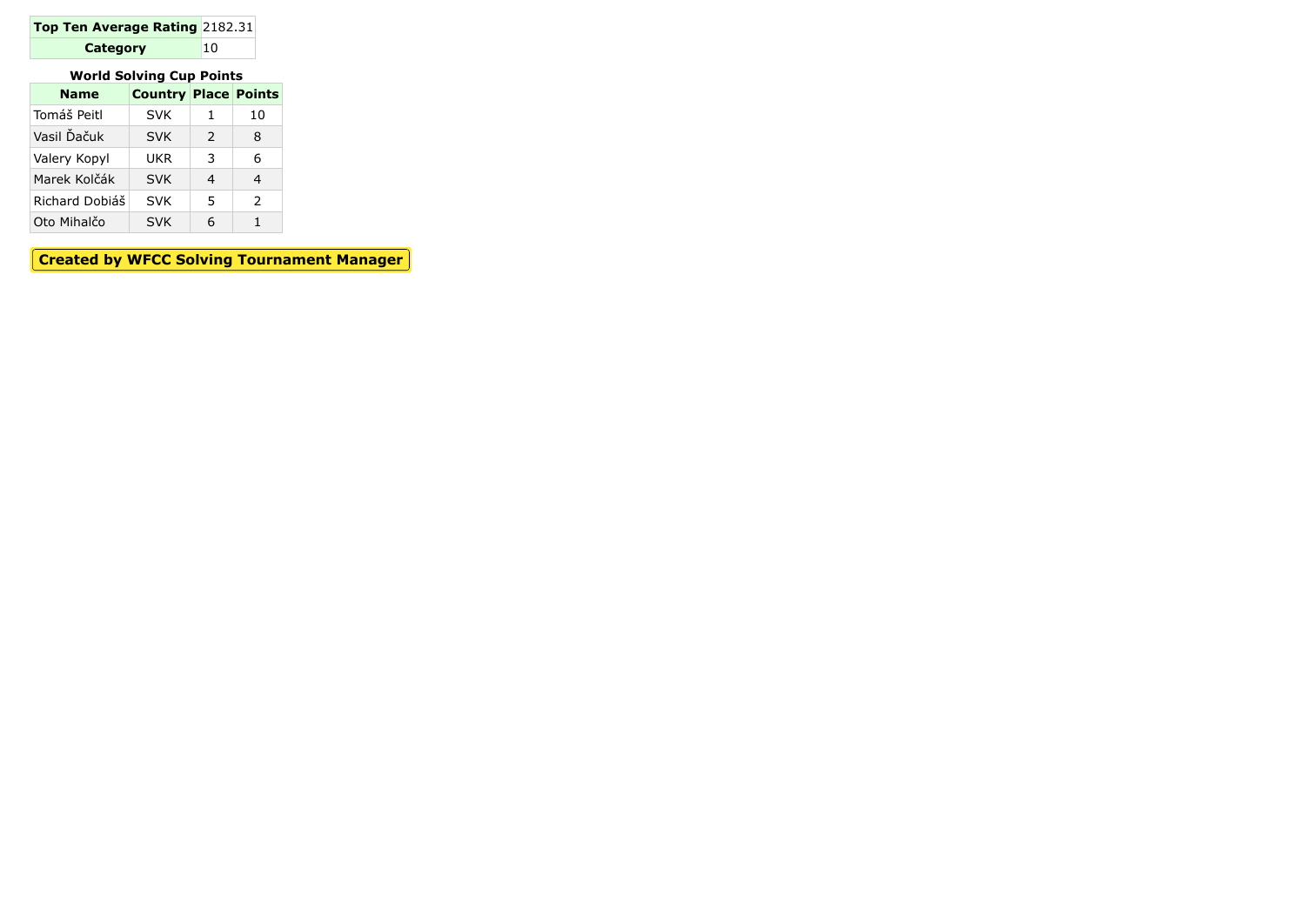| Top Ten Average Rating | 2182.31 |
| --- | --- |
| Category | 10 |

**World Solving Cup Points**

| Name | Country | Place | Points |
| --- | --- | --- | --- |
| Tomáš Peitl | SVK | 1 | 10 |
| Vasil Ďačuk | SVK | 2 | 8 |
| Valery Kopyl | UKR | 3 | 6 |
| Marek Kolčák | SVK | 4 | 4 |
| Richard Dobiáš | SVK | 5 | 2 |
| Oto Mihalčo | SVK | 6 | 1 |

**Created by WFCC Solving Tournament Manager**